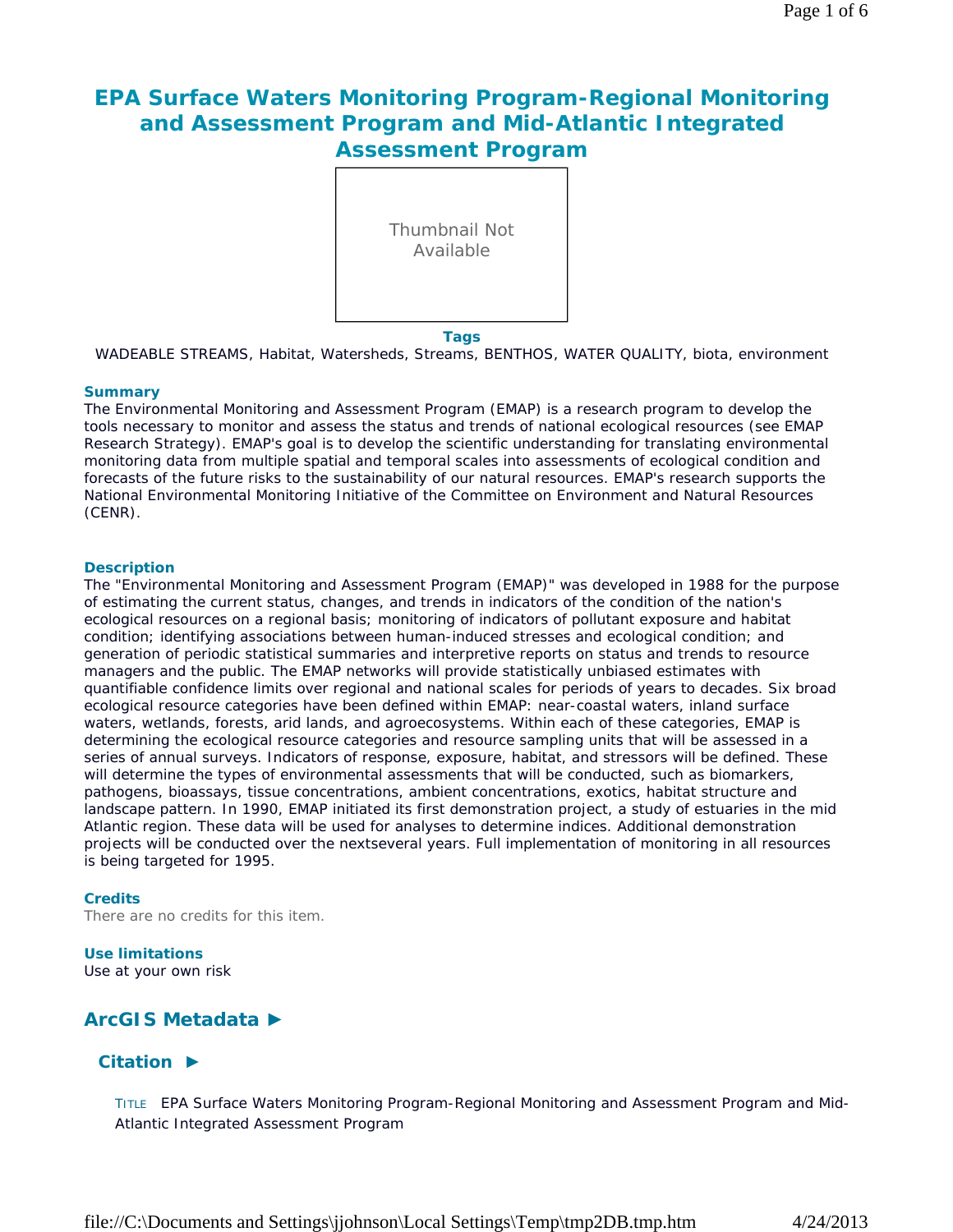# EPA Surface Waters Monitoring Program-Regional Monitoring and Assessment Program and Mid-Atlantic Integrated Assessment Program

Thumbnail Not Available

**Tags**

WADEABLE STREAMS, Habitat, Watersheds, Streams, BENTHOS, WATER QUALITY, biota, environment

### Summary

The Environmental Monitoring and Assessment Program (EMAP) is a research program to develop the tools necessary to monitor and assess the status and trends of national ecological resources (see EMAP Research Strategy). EMAP's goal is to develop the scientific understanding for translating environmental monitoring data from multiple spatial and temporal scales into assessments of ecological condition and forecasts of the future risks to the sustainability of our natural resources. EMAP's research supports the National Environmental Monitoring Initiative of the Committee on Environment and Natural Resources (CENR).

### Description

The "Environmental Monitoring and Assessment Program (EMAP)" was developed in 1988 for the purpose of estimating the current status, changes, and trends in indicators of the condition of the nation's ecological resources on a regional basis; monitoring of indicators of pollutant exposure and habitat condition; identifying associations between human-induced stresses and ecological condition; and generation of periodic statistical summaries and interpretive reports on status and trends to resource managers and the public. The EMAP networks will provide statistically unbiased estimates with quantifiable confidence limits over regional and national scales for periods of years to decades. Six broad ecological resource categories have been defined within EMAP: near-coastal waters, inland surface waters, wetlands, forests, arid lands, and agroecosystems. Within each of these categories, EMAP is determining the ecological resource categories and resource sampling units that will be assessed in a series of annual surveys. Indicators of response, exposure, habitat, and stressors will be defined. These will determine the types of environmental assessments that will be conducted, such as biomarkers, pathogens, bioassays, tissue concentrations, ambient concentrations, exotics, habitat structure and landscape pattern. In 1990, EMAP initiated its first demonstration project, a study of estuaries in the mid Atlantic region. These data will be used for analyses to determine indices. Additional demonstration projects will be conducted over the nextseveral years. Full implementation of monitoring in all resources is being targeted for 1995.

### Credits

There are no credits for this item.

### Use limitations

Use at your own risk

## ArcGIS Metadata ►

### Citation ►

TITLE EPA Surface Waters Monitoring Program-Regional Monitoring and Assessment Program and Mid-Atlantic Integrated Assessment Program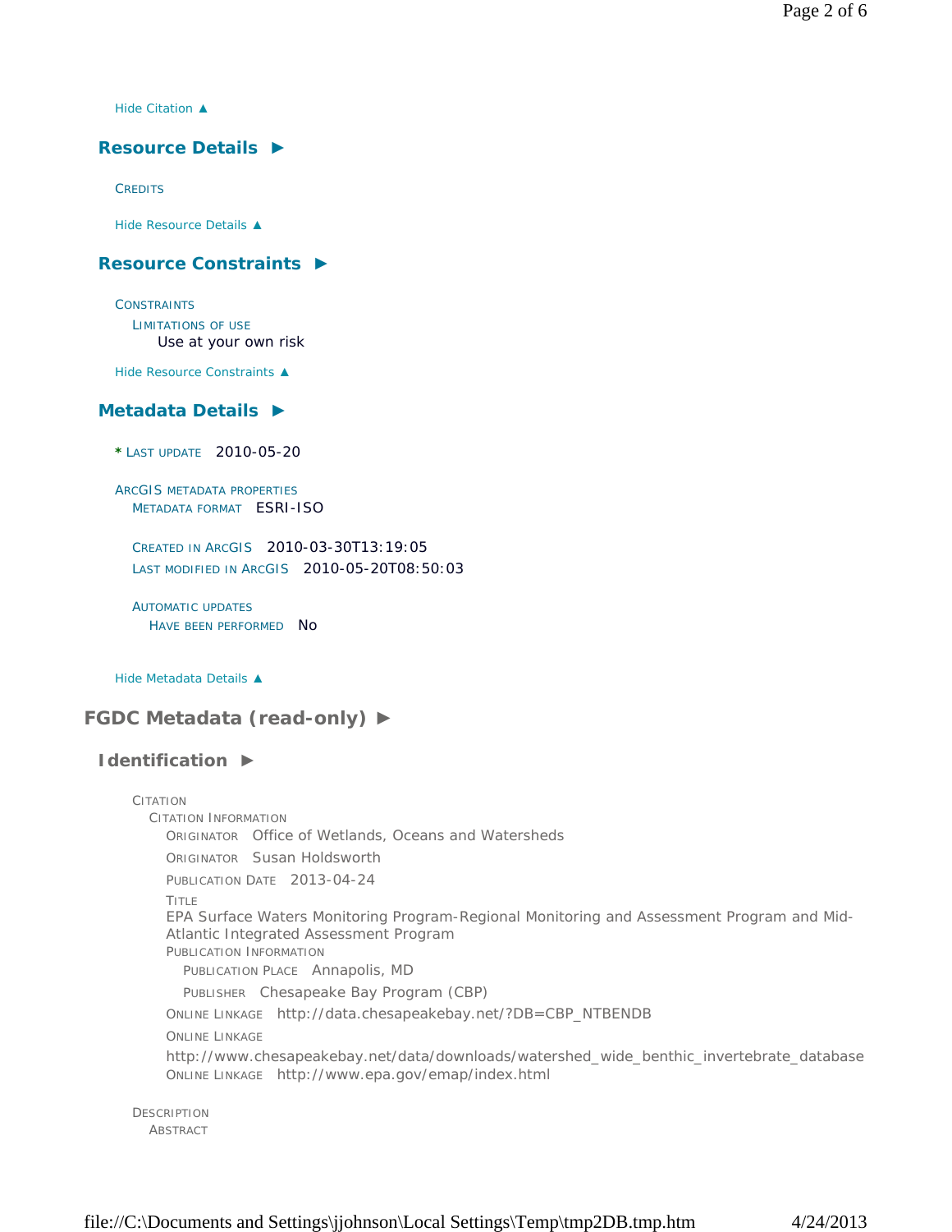Hide Citation ▲

## Resource Details ►

CREDITS

Hide Resource Details ▲

## Resource Constraints ►

CONSTRAINTS
LIMITATIONS OF USE
Use at your own risk

Hide Resource Constraints ▲

## Metadata Details ►

* LAST UPDATE 2010-05-20

ARCGIS METADATA PROPERTIES
METADATA FORMAT ESRI-ISO

CREATED IN ARCGIS 2010-03-30T13:19:05
LAST MODIFIED IN ARCGIS 2010-05-20T08:50:03

AUTOMATIC UPDATES
HAVE BEEN PERFORMED No

Hide Metadata Details ▲

# FGDC Metadata (read-only) ►

## Identification ►

CITATION
CITATION INFORMATION
ORIGINATOR Office of Wetlands, Oceans and Watersheds
ORIGINATOR Susan Holdsworth
PUBLICATION DATE 2013-04-24
TITLE
EPA Surface Waters Monitoring Program-Regional Monitoring and Assessment Program and Mid-Atlantic Integrated Assessment Program
PUBLICATION INFORMATION
PUBLICATION PLACE Annapolis, MD
PUBLISHER Chesapeake Bay Program (CBP)
ONLINE LINKAGE http://data.chesapeakebay.net/?DB=CBP_NTBENDB
ONLINE LINKAGE
http://www.chesapeakebay.net/data/downloads/watershed_wide_benthic_invertebrate_database
ONLINE LINKAGE http://www.epa.gov/emap/index.html

DESCRIPTION
ABSTRACT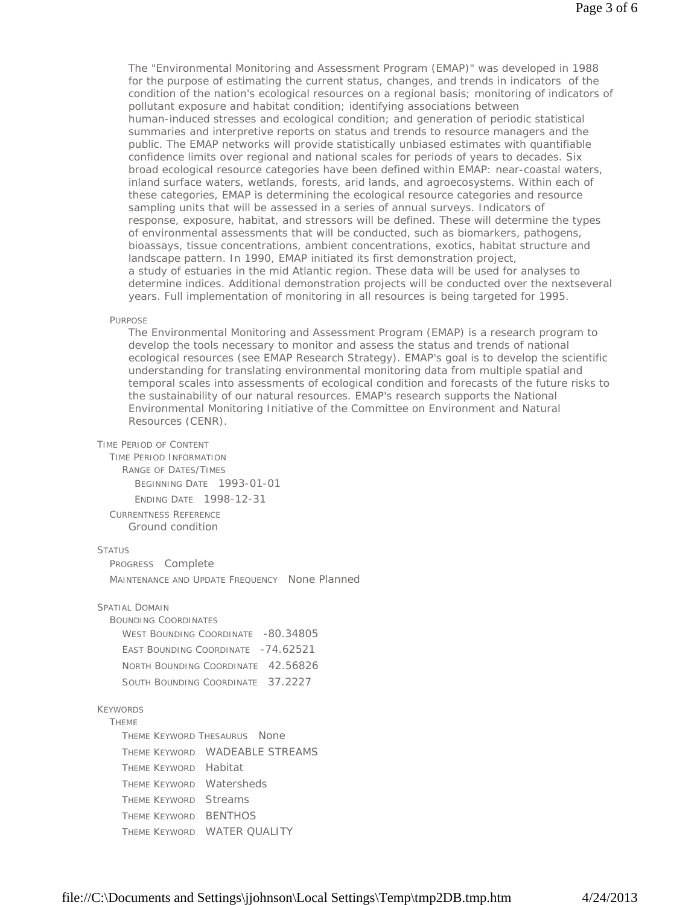The "Environmental Monitoring and Assessment Program (EMAP)" was developed in 1988 for the purpose of estimating the current status, changes, and trends in indicators of the condition of the nation's ecological resources on a regional basis; monitoring of indicators of pollutant exposure and habitat condition; identifying associations between human-induced stresses and ecological condition; and generation of periodic statistical summaries and interpretive reports on status and trends to resource managers and the public. The EMAP networks will provide statistically unbiased estimates with quantifiable confidence limits over regional and national scales for periods of years to decades. Six broad ecological resource categories have been defined within EMAP: near-coastal waters, inland surface waters, wetlands, forests, arid lands, and agroecosystems. Within each of these categories, EMAP is determining the ecological resource categories and resource sampling units that will be assessed in a series of annual surveys. Indicators of response, exposure, habitat, and stressors will be defined. These will determine the types of environmental assessments that will be conducted, such as biomarkers, pathogens, bioassays, tissue concentrations, ambient concentrations, exotics, habitat structure and landscape pattern. In 1990, EMAP initiated its first demonstration project, a study of estuaries in the mid Atlantic region. These data will be used for analyses to determine indices. Additional demonstration projects will be conducted over the nextseveral years. Full implementation of monitoring in all resources is being targeted for 1995.

PURPOSE

The Environmental Monitoring and Assessment Program (EMAP) is a research program to develop the tools necessary to monitor and assess the status and trends of national ecological resources (see EMAP Research Strategy). EMAP's goal is to develop the scientific understanding for translating environmental monitoring data from multiple spatial and temporal scales into assessments of ecological condition and forecasts of the future risks to the sustainability of our natural resources. EMAP's research supports the National Environmental Monitoring Initiative of the Committee on Environment and Natural Resources (CENR).

TIME PERIOD OF CONTENT
- TIME PERIOD INFORMATION
  - RANGE OF DATES/TIMES
    - BEGINNING DATE 1993-01-01
    - ENDING DATE 1998-12-31
- CURRENTNESS REFERENCE
  - Ground condition

STATUS
- PROGRESS Complete
- MAINTENANCE AND UPDATE FREQUENCY None Planned

SPATIAL DOMAIN
- BOUNDING COORDINATES
  - WEST BOUNDING COORDINATE -80.34805
  - EAST BOUNDING COORDINATE -74.62521
  - NORTH BOUNDING COORDINATE 42.56826
  - SOUTH BOUNDING COORDINATE 37.2227

KEYWORDS
- THEME
  - THEME KEYWORD THESAURUS None
  - THEME KEYWORD WADEABLE STREAMS
  - THEME KEYWORD Habitat
  - THEME KEYWORD Watersheds
  - THEME KEYWORD Streams
  - THEME KEYWORD BENTHOS
  - THEME KEYWORD WATER QUALITY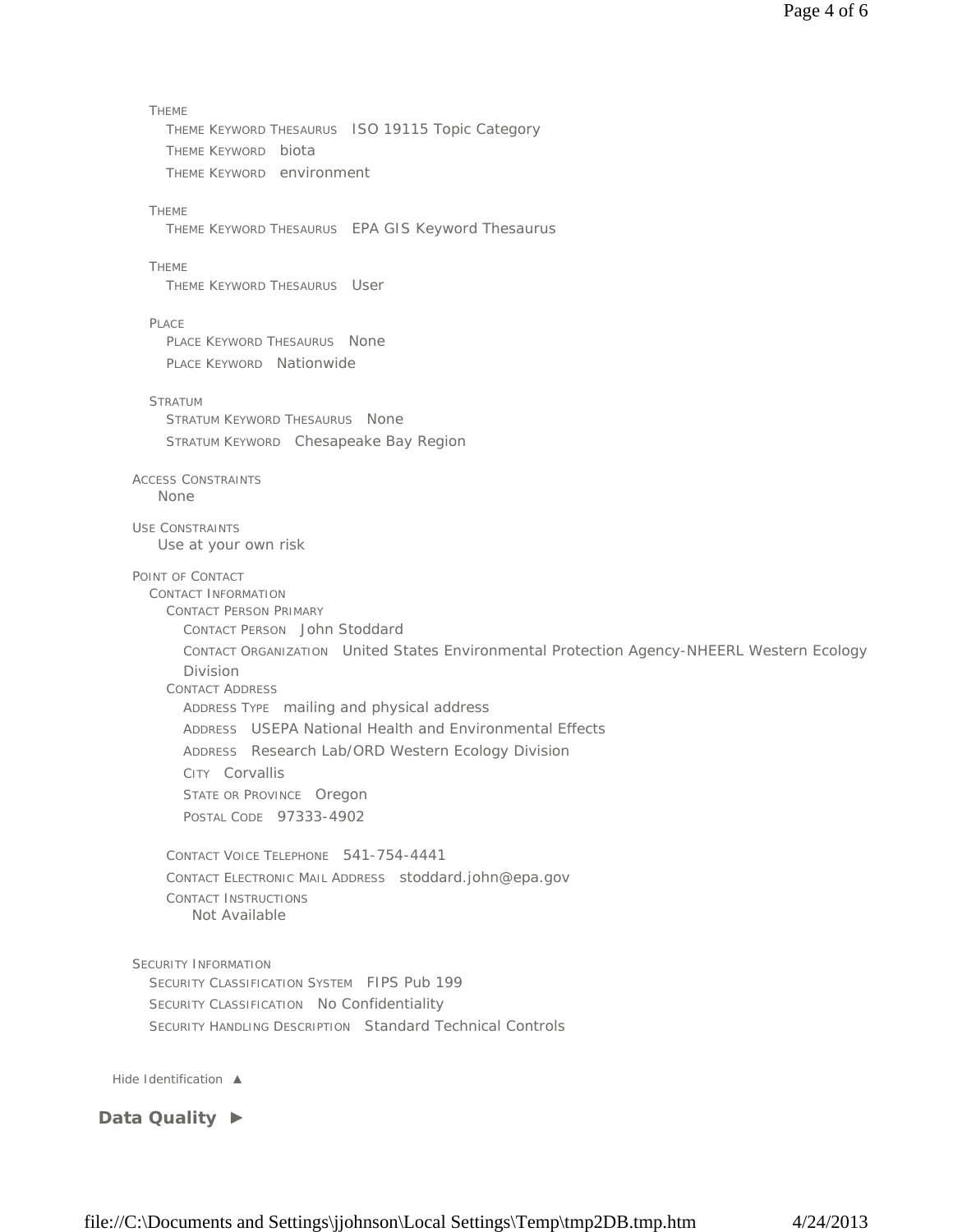THEME
- THEME KEYWORD THESAURUS ISO 19115 Topic Category
- THEME KEYWORD biota
- THEME KEYWORD environment

THEME
- THEME KEYWORD THESAURUS EPA GIS Keyword Thesaurus

THEME
- THEME KEYWORD THESAURUS User

PLACE
- PLACE KEYWORD THESAURUS None
- PLACE KEYWORD Nationwide

STRATUM
- STRATUM KEYWORD THESAURUS None
- STRATUM KEYWORD Chesapeake Bay Region

ACCESS CONSTRAINTS

None

USE CONSTRAINTS

Use at your own risk

POINT OF CONTACT

CONTACT INFORMATION

CONTACT PERSON PRIMARY
- CONTACT PERSON John Stoddard
- CONTACT ORGANIZATION United States Environmental Protection Agency-NHEERL Western Ecology Division

CONTACT ADDRESS
- ADDRESS TYPE mailing and physical address
- ADDRESS USEPA National Health and Environmental Effects
- ADDRESS Research Lab/ORD Western Ecology Division
- CITY Corvallis
- STATE OR PROVINCE Oregon
- POSTAL CODE 97333-4902

CONTACT VOICE TELEPHONE 541-754-4441

CONTACT ELECTRONIC MAIL ADDRESS stoddard.john@epa.gov

CONTACT INSTRUCTIONS

Not Available

SECURITY INFORMATION
- SECURITY CLASSIFICATION SYSTEM FIPS Pub 199
- SECURITY CLASSIFICATION No Confidentiality
- SECURITY HANDLING DESCRIPTION Standard Technical Controls

Hide Identification ▲

**Data Quality ►**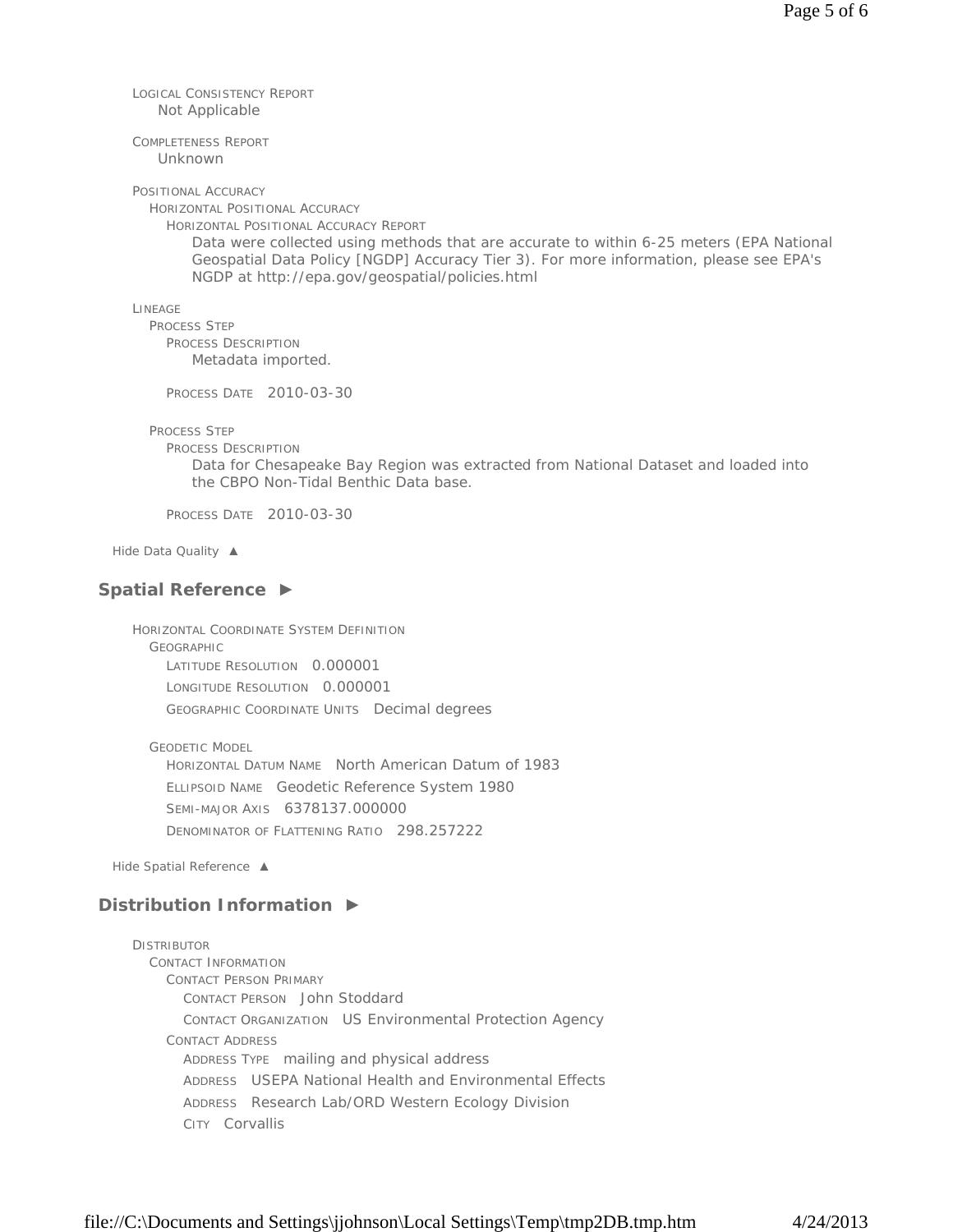LOGICAL CONSISTENCY REPORT
Not Applicable

COMPLETENESS REPORT
Unknown

POSITIONAL ACCURACY
HORIZONTAL POSITIONAL ACCURACY
HORIZONTAL POSITIONAL ACCURACY REPORT
Data were collected using methods that are accurate to within 6-25 meters (EPA National Geospatial Data Policy [NGDP] Accuracy Tier 3). For more information, please see EPA's NGDP at http://epa.gov/geospatial/policies.html

LINEAGE
PROCESS STEP
PROCESS DESCRIPTION
Metadata imported.

PROCESS DATE 2010-03-30

PROCESS STEP
PROCESS DESCRIPTION
Data for Chesapeake Bay Region was extracted from National Dataset and loaded into the CBPO Non-Tidal Benthic Data base.

PROCESS DATE 2010-03-30

Hide Data Quality ▲

## Spatial Reference ►

HORIZONTAL COORDINATE SYSTEM DEFINITION
GEOGRAPHIC
LATITUDE RESOLUTION 0.000001
LONGITUDE RESOLUTION 0.000001
GEOGRAPHIC COORDINATE UNITS Decimal degrees

GEODETIC MODEL
HORIZONTAL DATUM NAME North American Datum of 1983
ELLIPSOID NAME Geodetic Reference System 1980
SEMI-MAJOR AXIS 6378137.000000
DENOMINATOR OF FLATTENING RATIO 298.257222

Hide Spatial Reference ▲

## Distribution Information ►

DISTRIBUTOR
CONTACT INFORMATION
CONTACT PERSON PRIMARY
CONTACT PERSON John Stoddard
CONTACT ORGANIZATION US Environmental Protection Agency
CONTACT ADDRESS
ADDRESS TYPE mailing and physical address
ADDRESS USEPA National Health and Environmental Effects
ADDRESS Research Lab/ORD Western Ecology Division
CITY Corvallis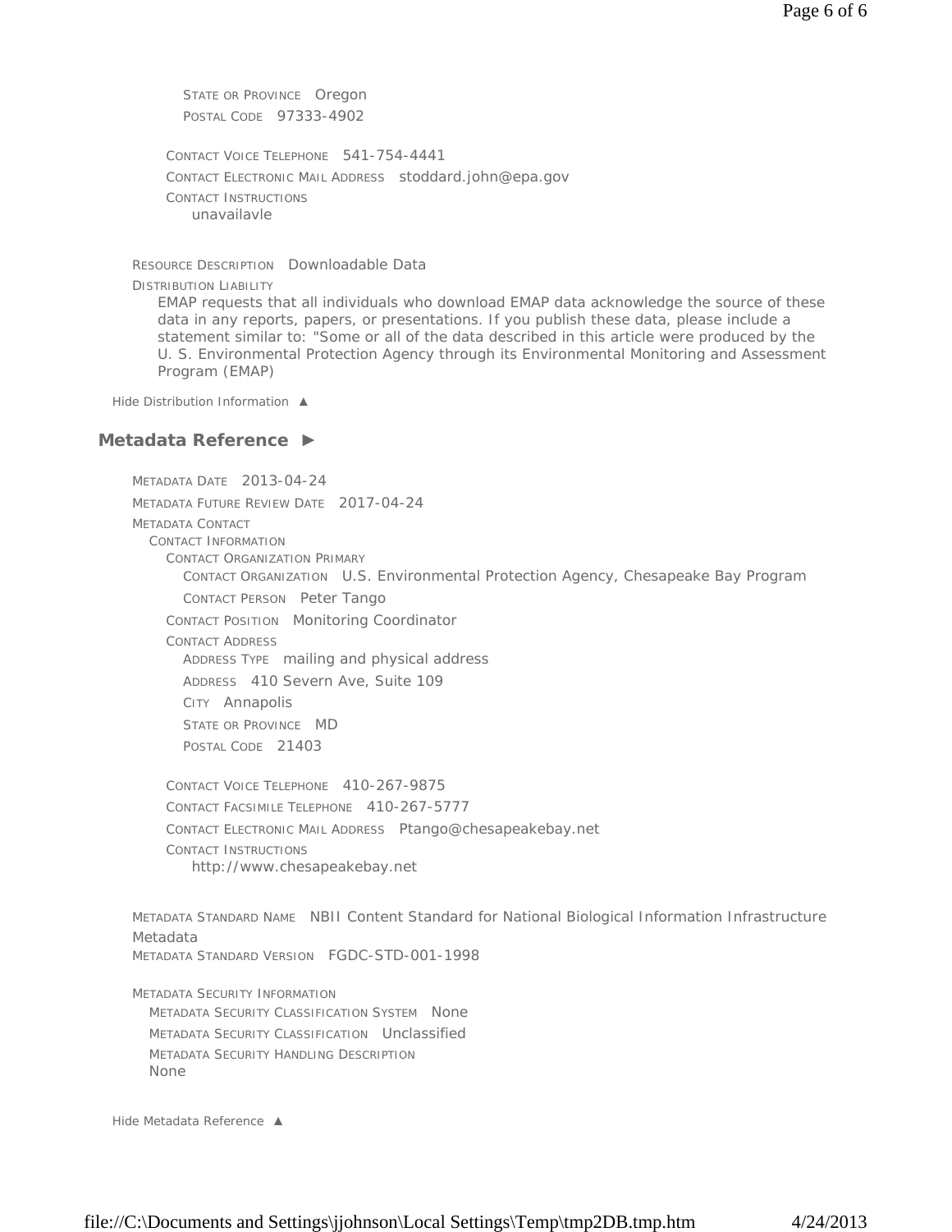STATE OR PROVINCE Oregon
POSTAL CODE 97333-4902

CONTACT VOICE TELEPHONE 541-754-4441
CONTACT ELECTRONIC MAIL ADDRESS stoddard.john@epa.gov
CONTACT INSTRUCTIONS
unavailavle

RESOURCE DESCRIPTION Downloadable Data
DISTRIBUTION LIABILITY
EMAP requests that all individuals who download EMAP data acknowledge the source of these data in any reports, papers, or presentations. If you publish these data, please include a statement similar to: "Some or all of the data described in this article were produced by the U. S. Environmental Protection Agency through its Environmental Monitoring and Assessment Program (EMAP)

Hide Distribution Information ▲

## Metadata Reference ►

METADATA DATE 2013-04-24
METADATA FUTURE REVIEW DATE 2017-04-24
METADATA CONTACT
CONTACT INFORMATION
CONTACT ORGANIZATION PRIMARY
CONTACT ORGANIZATION U.S. Environmental Protection Agency, Chesapeake Bay Program
CONTACT PERSON Peter Tango
CONTACT POSITION Monitoring Coordinator
CONTACT ADDRESS
ADDRESS TYPE mailing and physical address
ADDRESS 410 Severn Ave, Suite 109
CITY Annapolis
STATE OR PROVINCE MD
POSTAL CODE 21403

CONTACT VOICE TELEPHONE 410-267-9875
CONTACT FACSIMILE TELEPHONE 410-267-5777
CONTACT ELECTRONIC MAIL ADDRESS Ptango@chesapeakebay.net
CONTACT INSTRUCTIONS
http://www.chesapeakebay.net

METADATA STANDARD NAME NBII Content Standard for National Biological Information Infrastructure Metadata
METADATA STANDARD VERSION FGDC-STD-001-1998

METADATA SECURITY INFORMATION
METADATA SECURITY CLASSIFICATION SYSTEM None
METADATA SECURITY CLASSIFICATION Unclassified
METADATA SECURITY HANDLING DESCRIPTION
None

Hide Metadata Reference ▲